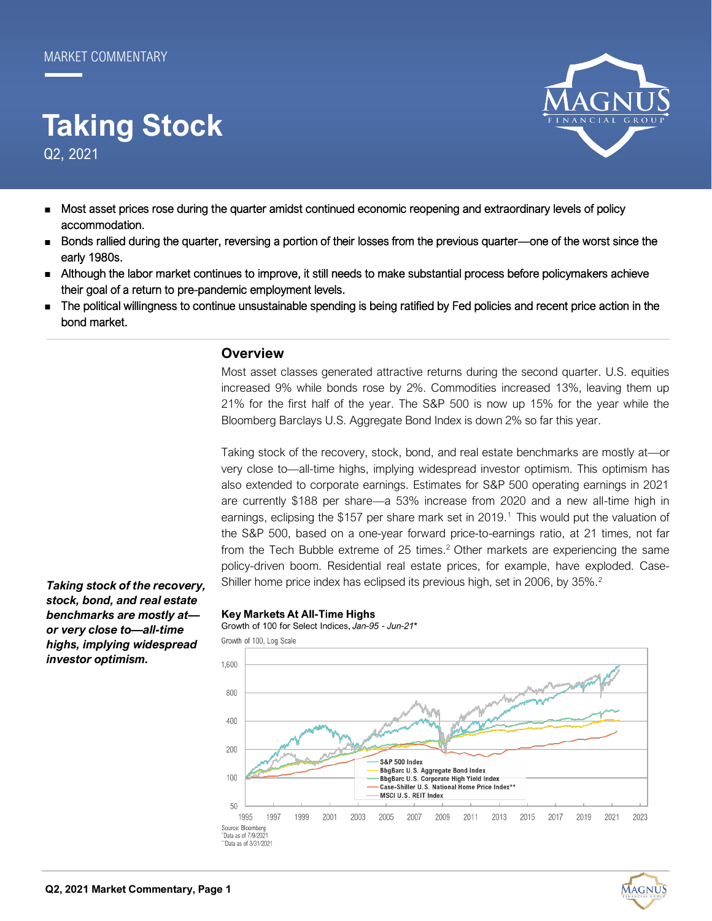MARKET COMMENTARY

# Taking Stock

Q2, 2021

- Most asset prices rose during the quarter amidst continued economic reopening and extraordinary levels of policy accommodation.
- Bonds rallied during the quarter, reversing a portion of their losses from the previous quarter—one of the worst since the early 1980s.
- Although the labor market continues to improve, it still needs to make substantial process before policymakers achieve their goal of a return to pre-pandemic employment levels.
- The political willingness to continue unsustainable spending is being ratified by Fed policies and recent price action in the bond market.

## Overview

Most asset classes generated attractive returns during the second quarter. U.S. equities increased 9% while bonds rose by 2%. Commodities increased 13%, leaving them up 21% for the first half of the year. The S&P 500 is now up 15% for the year while the Bloomberg Barclays U.S. Aggregate Bond Index is down 2% so far this year.

Taking stock of the recovery, stock, bond, and real estate benchmarks are mostly at—or very close to—all-time highs, implying widespread investor optimism. This optimism has also extended to corporate earnings. Estimates for S&P 500 operating earnings in 2021 are currently $188 per share—a 53% increase from 2020 and a new all-time high in earnings, eclipsing the $157 per share mark set in 2019.[1] This would put the valuation of the S&P 500, based on a one-year forward price-to-earnings ratio, at 21 times, not far from the Tech Bubble extreme of 25 times.[2] Other markets are experiencing the same policy-driven boom. Residential real estate prices, for example, have exploded. Case-Shiller home price index has eclipsed its previous high, set in 2006, by 35%.[2]

***Taking stock of the recovery, stock, bond, and real estate benchmarks are mostly at—or very close to—all-time highs, implying widespread investor optimism.***

**Key Markets At All-Time Highs**

Growth of 100 for Select Indices, *Jan-95 - Jun-21**

Growth of 100, Log Scale

Legend: S&P 500 Index; BbgBarc U.S. Aggregate Bond Index; BbgBarc U.S. Corporate High Yield Index; Case-Shiller U.S. National Home Price Index**; MSCI U.S. REIT Index

Source: Bloomberg
*Data as of 7/9/2021
**Data as of 3/31/2021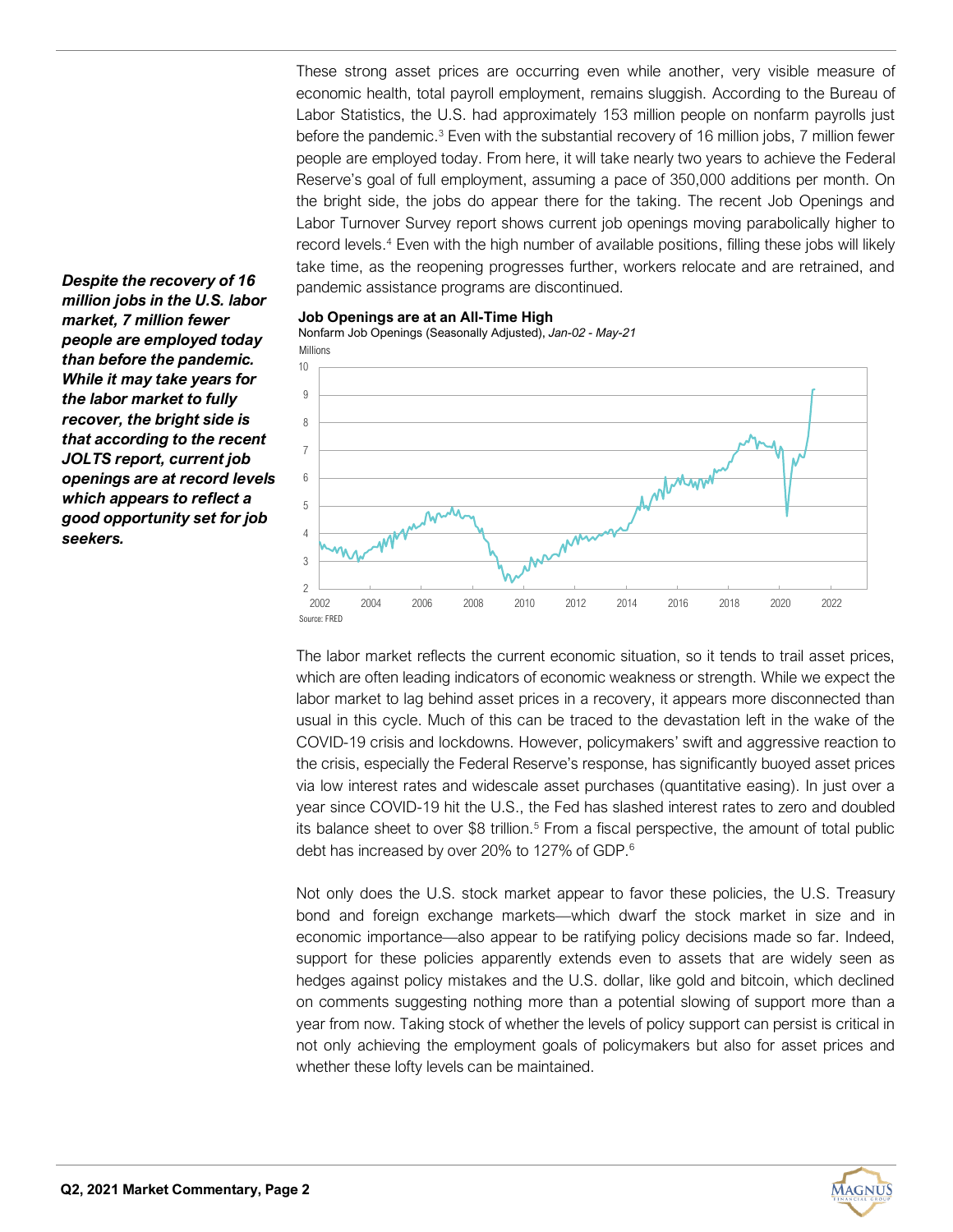These strong asset prices are occurring even while another, very visible measure of economic health, total payroll employment, remains sluggish. According to the Bureau of Labor Statistics, the U.S. had approximately 153 million people on nonfarm payrolls just before the pandemic.[3] Even with the substantial recovery of 16 million jobs, 7 million fewer people are employed today. From here, it will take nearly two years to achieve the Federal Reserve's goal of full employment, assuming a pace of 350,000 additions per month. On the bright side, the jobs do appear there for the taking. The recent Job Openings and Labor Turnover Survey report shows current job openings moving parabolically higher to record levels.[4] Even with the high number of available positions, filling these jobs will likely take time, as the reopening progresses further, workers relocate and are retrained, and pandemic assistance programs are discontinued.

***Despite the recovery of 16 million jobs in the U.S. labor market, 7 million fewer people are employed today than before the pandemic. While it may take years for the labor market to fully recover, the bright side is that according to the recent JOLTS report, current job openings are at record levels which appears to reflect a good opportunity set for job seekers.***

**Job Openings are at an All-Time High**

Nonfarm Job Openings (Seasonally Adjusted), *Jan-02 - May-21*

Millions

Source: FRED

The labor market reflects the current economic situation, so it tends to trail asset prices, which are often leading indicators of economic weakness or strength. While we expect the labor market to lag behind asset prices in a recovery, it appears more disconnected than usual in this cycle. Much of this can be traced to the devastation left in the wake of the COVID-19 crisis and lockdowns. However, policymakers' swift and aggressive reaction to the crisis, especially the Federal Reserve's response, has significantly buoyed asset prices via low interest rates and widescale asset purchases (quantitative easing). In just over a year since COVID-19 hit the U.S., the Fed has slashed interest rates to zero and doubled its balance sheet to over \$8 trillion.[5] From a fiscal perspective, the amount of total public debt has increased by over 20% to 127% of GDP.[6]

Not only does the U.S. stock market appear to favor these policies, the U.S. Treasury bond and foreign exchange markets—which dwarf the stock market in size and in economic importance—also appear to be ratifying policy decisions made so far. Indeed, support for these policies apparently extends even to assets that are widely seen as hedges against policy mistakes and the U.S. dollar, like gold and bitcoin, which declined on comments suggesting nothing more than a potential slowing of support more than a year from now. Taking stock of whether the levels of policy support can persist is critical in not only achieving the employment goals of policymakers but also for asset prices and whether these lofty levels can be maintained.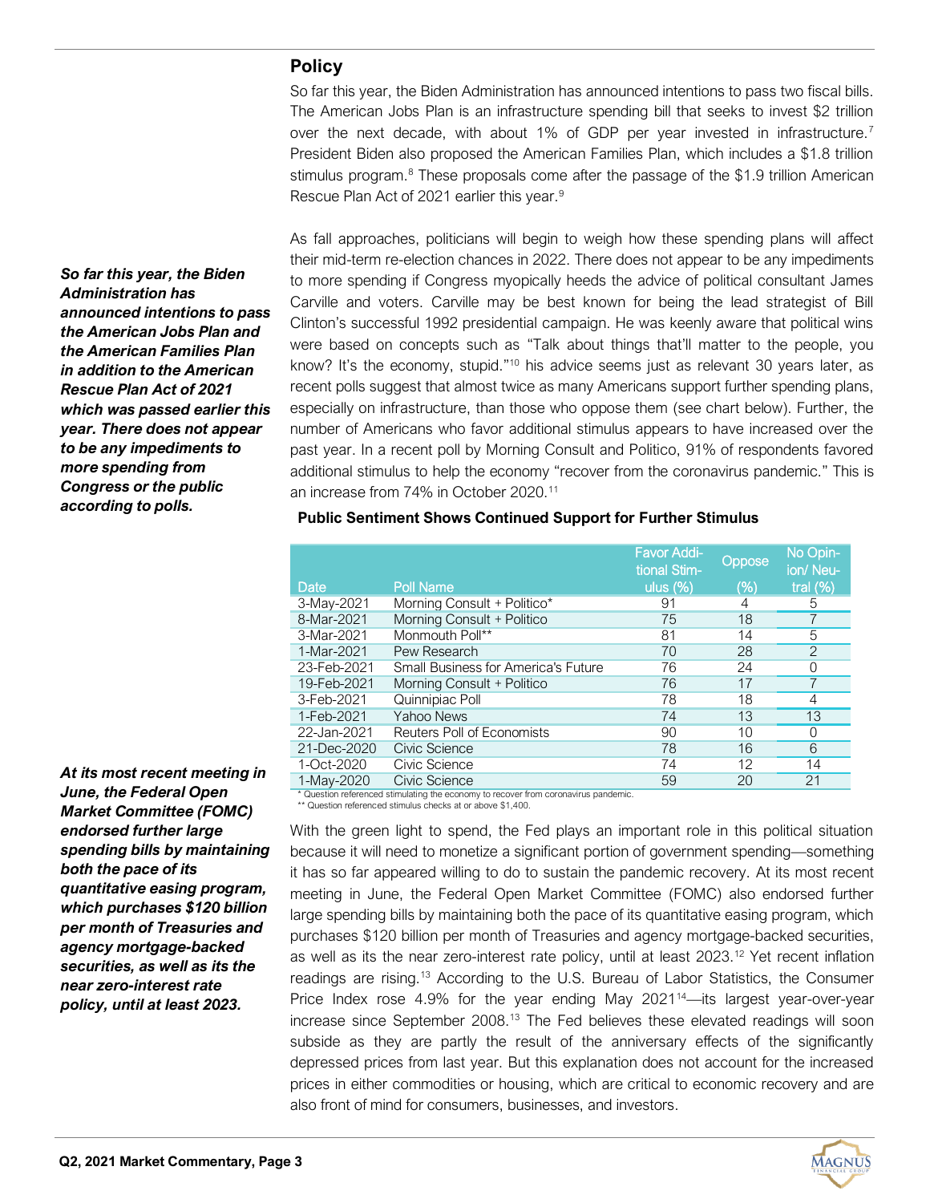## Policy

So far this year, the Biden Administration has announced intentions to pass two fiscal bills. The American Jobs Plan is an infrastructure spending bill that seeks to invest $2 trillion over the next decade, with about 1% of GDP per year invested in infrastructure.[7] President Biden also proposed the American Families Plan, which includes a $1.8 trillion stimulus program.[8] These proposals come after the passage of the $1.9 trillion American Rescue Plan Act of 2021 earlier this year.[9]

***So far this year, the Biden Administration has announced intentions to pass the American Jobs Plan and the American Families Plan in addition to the American Rescue Plan Act of 2021 which was passed earlier this year. There does not appear to be any impediments to more spending from Congress or the public according to polls.***

As fall approaches, politicians will begin to weigh how these spending plans will affect their mid-term re-election chances in 2022. There does not appear to be any impediments to more spending if Congress myopically heeds the advice of political consultant James Carville and voters. Carville may be best known for being the lead strategist of Bill Clinton's successful 1992 presidential campaign. He was keenly aware that political wins were based on concepts such as "Talk about things that'll matter to the people, you know? It's the economy, stupid."[10] his advice seems just as relevant 30 years later, as recent polls suggest that almost twice as many Americans support further spending plans, especially on infrastructure, than those who oppose them (see chart below). Further, the number of Americans who favor additional stimulus appears to have increased over the past year. In a recent poll by Morning Consult and Politico, 91% of respondents favored additional stimulus to help the economy "recover from the coronavirus pandemic." This is an increase from 74% in October 2020.[11]

**Public Sentiment Shows Continued Support for Further Stimulus**

| Date | Poll Name | Favor Additional Stimulus (%) | Oppose (%) | No Opinion/ Neutral (%) |
|---|---|---|---|---|
| 3-May-2021 | Morning Consult + Politico* | 91 | 4 | 5 |
| 8-Mar-2021 | Morning Consult + Politico | 75 | 18 | 7 |
| 3-Mar-2021 | Monmouth Poll** | 81 | 14 | 5 |
| 1-Mar-2021 | Pew Research | 70 | 28 | 2 |
| 23-Feb-2021 | Small Business for America's Future | 76 | 24 | 0 |
| 19-Feb-2021 | Morning Consult + Politico | 76 | 17 | 7 |
| 3-Feb-2021 | Quinnipiac Poll | 78 | 18 | 4 |
| 1-Feb-2021 | Yahoo News | 74 | 13 | 13 |
| 22-Jan-2021 | Reuters Poll of Economists | 90 | 10 | 0 |
| 21-Dec-2020 | Civic Science | 78 | 16 | 6 |
| 1-Oct-2020 | Civic Science | 74 | 12 | 14 |
| 1-May-2020 | Civic Science | 59 | 20 | 21 |

\* Question referenced stimulating the economy to recover from coronavirus pandemic.
\*\* Question referenced stimulus checks at or above $1,400.

***At its most recent meeting in June, the Federal Open Market Committee (FOMC) endorsed further large spending bills by maintaining both the pace of its quantitative easing program, which purchases $120 billion per month of Treasuries and agency mortgage-backed securities, as well as its the near zero-interest rate policy, until at least 2023.***

With the green light to spend, the Fed plays an important role in this political situation because it will need to monetize a significant portion of government spending—something it has so far appeared willing to do to sustain the pandemic recovery. At its most recent meeting in June, the Federal Open Market Committee (FOMC) also endorsed further large spending bills by maintaining both the pace of its quantitative easing program, which purchases $120 billion per month of Treasuries and agency mortgage-backed securities, as well as its the near zero-interest rate policy, until at least 2023.[12] Yet recent inflation readings are rising.[13] According to the U.S. Bureau of Labor Statistics, the Consumer Price Index rose 4.9% for the year ending May 2021[14]—its largest year-over-year increase since September 2008.[13] The Fed believes these elevated readings will soon subside as they are partly the result of the anniversary effects of the significantly depressed prices from last year. But this explanation does not account for the increased prices in either commodities or housing, which are critical to economic recovery and are also front of mind for consumers, businesses, and investors.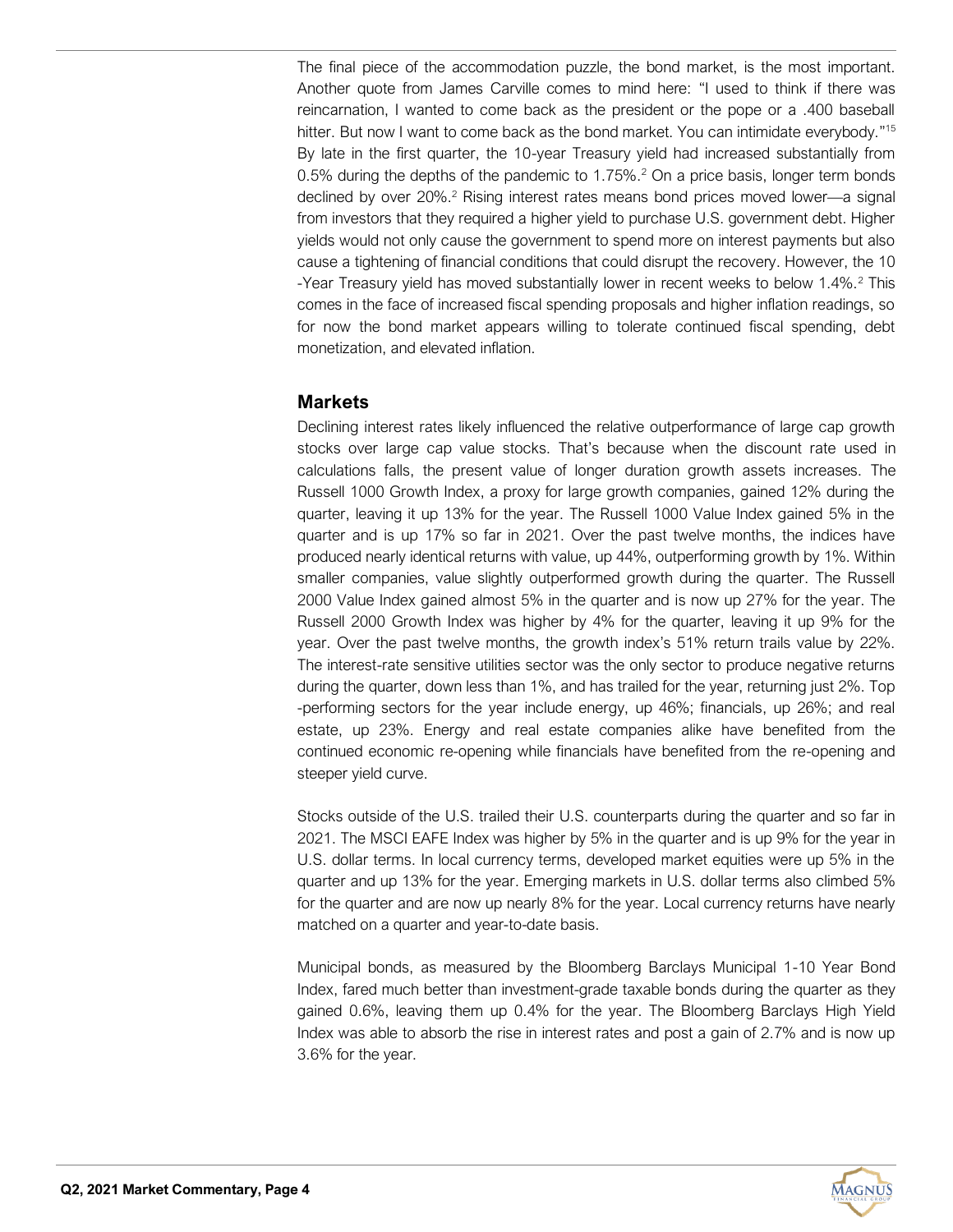The final piece of the accommodation puzzle, the bond market, is the most important. Another quote from James Carville comes to mind here: "I used to think if there was reincarnation, I wanted to come back as the president or the pope or a .400 baseball hitter. But now I want to come back as the bond market. You can intimidate everybody."[15] By late in the first quarter, the 10-year Treasury yield had increased substantially from 0.5% during the depths of the pandemic to 1.75%.[2] On a price basis, longer term bonds declined by over 20%.[2] Rising interest rates means bond prices moved lower—a signal from investors that they required a higher yield to purchase U.S. government debt. Higher yields would not only cause the government to spend more on interest payments but also cause a tightening of financial conditions that could disrupt the recovery. However, the 10-Year Treasury yield has moved substantially lower in recent weeks to below 1.4%.[2] This comes in the face of increased fiscal spending proposals and higher inflation readings, so for now the bond market appears willing to tolerate continued fiscal spending, debt monetization, and elevated inflation.

## Markets

Declining interest rates likely influenced the relative outperformance of large cap growth stocks over large cap value stocks. That's because when the discount rate used in calculations falls, the present value of longer duration growth assets increases. The Russell 1000 Growth Index, a proxy for large growth companies, gained 12% during the quarter, leaving it up 13% for the year. The Russell 1000 Value Index gained 5% in the quarter and is up 17% so far in 2021. Over the past twelve months, the indices have produced nearly identical returns with value, up 44%, outperforming growth by 1%. Within smaller companies, value slightly outperformed growth during the quarter. The Russell 2000 Value Index gained almost 5% in the quarter and is now up 27% for the year. The Russell 2000 Growth Index was higher by 4% for the quarter, leaving it up 9% for the year. Over the past twelve months, the growth index's 51% return trails value by 22%. The interest-rate sensitive utilities sector was the only sector to produce negative returns during the quarter, down less than 1%, and has trailed for the year, returning just 2%. Top-performing sectors for the year include energy, up 46%; financials, up 26%; and real estate, up 23%. Energy and real estate companies alike have benefited from the continued economic re-opening while financials have benefited from the re-opening and steeper yield curve.

Stocks outside of the U.S. trailed their U.S. counterparts during the quarter and so far in 2021. The MSCI EAFE Index was higher by 5% in the quarter and is up 9% for the year in U.S. dollar terms. In local currency terms, developed market equities were up 5% in the quarter and up 13% for the year. Emerging markets in U.S. dollar terms also climbed 5% for the quarter and are now up nearly 8% for the year. Local currency returns have nearly matched on a quarter and year-to-date basis.

Municipal bonds, as measured by the Bloomberg Barclays Municipal 1-10 Year Bond Index, fared much better than investment-grade taxable bonds during the quarter as they gained 0.6%, leaving them up 0.4% for the year. The Bloomberg Barclays High Yield Index was able to absorb the rise in interest rates and post a gain of 2.7% and is now up 3.6% for the year.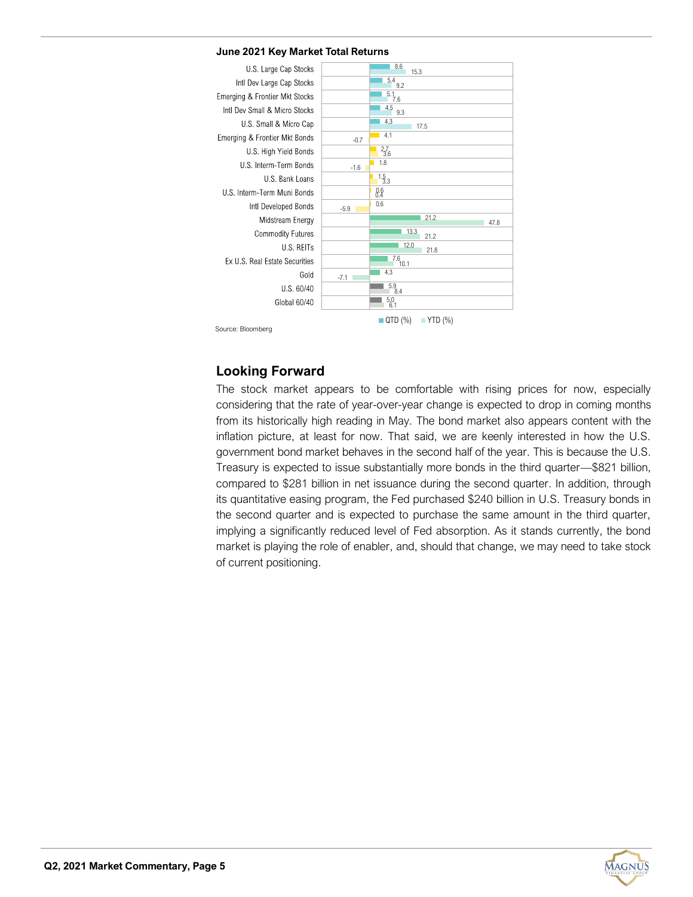**June 2021 Key Market Total Returns**

| | QTD (%) | YTD (%) |
|---|---|---|
| U.S. Large Cap Stocks | 8.6 | 15.3 |
| Intl Dev Large Cap Stocks | 5.4 | 9.2 |
| Emerging & Frontier Mkt Stocks | 5.1 | 7.6 |
| Intl Dev Small & Micro Stocks | 4.5 | 9.3 |
| U.S. Small & Micro Cap | 4.3 | 17.5 |
| Emerging & Frontier Mkt Bonds | 4.1 | -0.7 |
| U.S. High Yield Bonds | 2.7 | 3.6 |
| U.S. Interm-Term Bonds | 1.8 | -1.6 |
| U.S. Bank Loans | 1.5 | 3.3 |
| U.S. Interm-Term Muni Bonds | 0.6 | 0.4 |
| Intl Developed Bonds | 0.6 | -5.9 |
| Midstream Energy | 21.2 | 47.8 |
| Commodity Futures | 13.3 | 21.2 |
| U.S. REITs | 12.0 | 21.8 |
| Ex U.S. Real Estate Securities | 7.6 | 10.1 |
| Gold | 4.3 | -7.1 |
| U.S. 60/40 | 5.9 | 8.4 |
| Global 60/40 | 5.0 | 6.1 |

Source: Bloomberg

## Looking Forward

The stock market appears to be comfortable with rising prices for now, especially considering that the rate of year-over-year change is expected to drop in coming months from its historically high reading in May. The bond market also appears content with the inflation picture, at least for now. That said, we are keenly interested in how the U.S. government bond market behaves in the second half of the year. This is because the U.S. Treasury is expected to issue substantially more bonds in the third quarter—$821 billion, compared to $281 billion in net issuance during the second quarter. In addition, through its quantitative easing program, the Fed purchased $240 billion in U.S. Treasury bonds in the second quarter and is expected to purchase the same amount in the third quarter, implying a significantly reduced level of Fed absorption. As it stands currently, the bond market is playing the role of enabler, and, should that change, we may need to take stock of current positioning.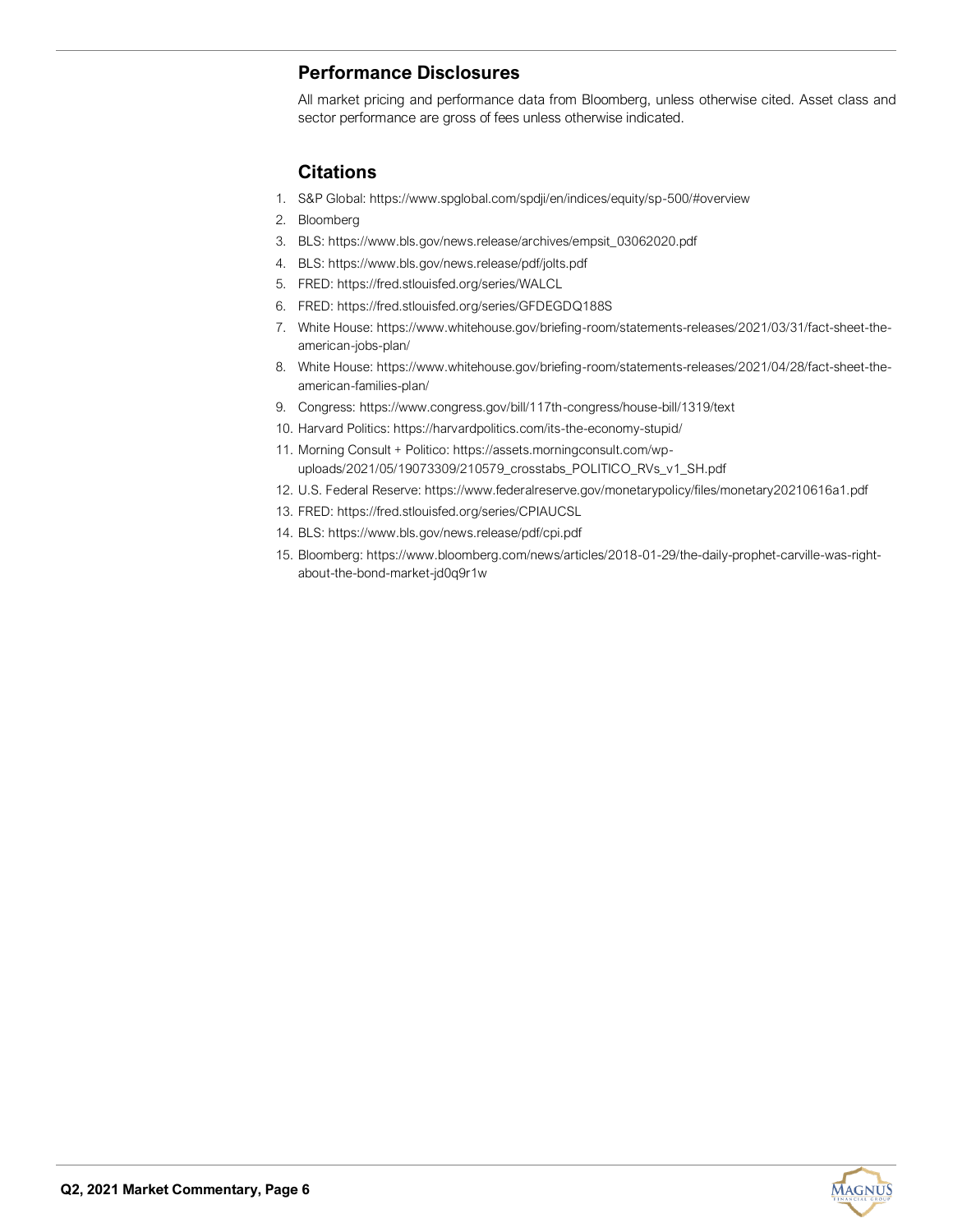## Performance Disclosures

All market pricing and performance data from Bloomberg, unless otherwise cited. Asset class and sector performance are gross of fees unless otherwise indicated.

## Citations

1. S&P Global: https://www.spglobal.com/spdji/en/indices/equity/sp-500/#overview
2. Bloomberg
3. BLS: https://www.bls.gov/news.release/archives/empsit_03062020.pdf
4. BLS: https://www.bls.gov/news.release/pdf/jolts.pdf
5. FRED: https://fred.stlouisfed.org/series/WALCL
6. FRED: https://fred.stlouisfed.org/series/GFDEGDQ188S
7. White House: https://www.whitehouse.gov/briefing-room/statements-releases/2021/03/31/fact-sheet-the-american-jobs-plan/
8. White House: https://www.whitehouse.gov/briefing-room/statements-releases/2021/04/28/fact-sheet-the-american-families-plan/
9. Congress: https://www.congress.gov/bill/117th-congress/house-bill/1319/text
10. Harvard Politics: https://harvardpolitics.com/its-the-economy-stupid/
11. Morning Consult + Politico: https://assets.morningconsult.com/wp-uploads/2021/05/19073309/210579_crosstabs_POLITICO_RVs_v1_SH.pdf
12. U.S. Federal Reserve: https://www.federalreserve.gov/monetarypolicy/files/monetary20210616a1.pdf
13. FRED: https://fred.stlouisfed.org/series/CPIAUCSL
14. BLS: https://www.bls.gov/news.release/pdf/cpi.pdf
15. Bloomberg: https://www.bloomberg.com/news/articles/2018-01-29/the-daily-prophet-carville-was-right-about-the-bond-market-jd0q9r1w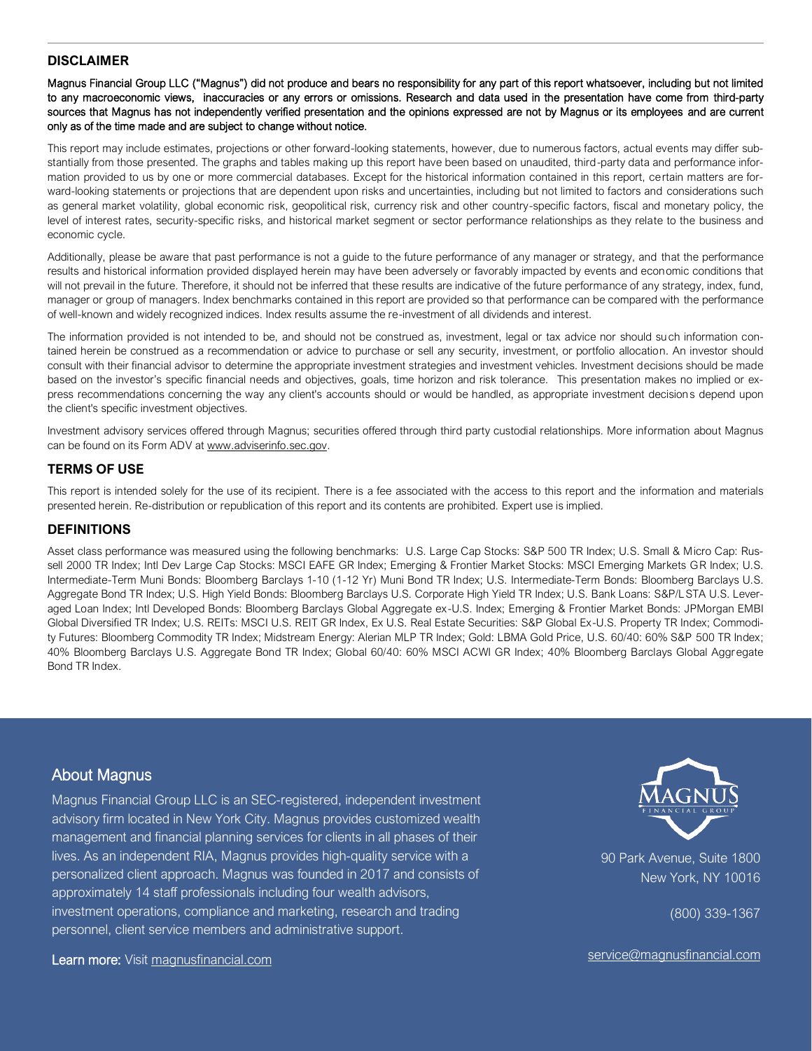## DISCLAIMER

**Magnus Financial Group LLC ("Magnus") did not produce and bears no responsibility for any part of this report whatsoever, including but not limited to any macroeconomic views, inaccuracies or any errors or omissions. Research and data used in the presentation have come from third-party sources that Magnus has not independently verified presentation and the opinions expressed are not by Magnus or its employees and are current only as of the time made and are subject to change without notice.**

This report may include estimates, projections or other forward-looking statements, however, due to numerous factors, actual events may differ substantially from those presented. The graphs and tables making up this report have been based on unaudited, third-party data and performance information provided to us by one or more commercial databases. Except for the historical information contained in this report, certain matters are forward-looking statements or projections that are dependent upon risks and uncertainties, including but not limited to factors and considerations such as general market volatility, global economic risk, geopolitical risk, currency risk and other country-specific factors, fiscal and monetary policy, the level of interest rates, security-specific risks, and historical market segment or sector performance relationships as they relate to the business and economic cycle.

Additionally, please be aware that past performance is not a guide to the future performance of any manager or strategy, and that the performance results and historical information provided displayed herein may have been adversely or favorably impacted by events and economic conditions that will not prevail in the future. Therefore, it should not be inferred that these results are indicative of the future performance of any strategy, index, fund, manager or group of managers. Index benchmarks contained in this report are provided so that performance can be compared with the performance of well-known and widely recognized indices. Index results assume the re-investment of all dividends and interest.

The information provided is not intended to be, and should not be construed as, investment, legal or tax advice nor should such information contained herein be construed as a recommendation or advice to purchase or sell any security, investment, or portfolio allocation. An investor should consult with their financial advisor to determine the appropriate investment strategies and investment vehicles. Investment decisions should be made based on the investor's specific financial needs and objectives, goals, time horizon and risk tolerance. This presentation makes no implied or express recommendations concerning the way any client's accounts should or would be handled, as appropriate investment decisions depend upon the client's specific investment objectives.

Investment advisory services offered through Magnus; securities offered through third party custodial relationships. More information about Magnus can be found on its Form ADV at www.adviserinfo.sec.gov.

## TERMS OF USE

This report is intended solely for the use of its recipient. There is a fee associated with the access to this report and the information and materials presented herein. Re-distribution or republication of this report and its contents are prohibited. Expert use is implied.

## DEFINITIONS

Asset class performance was measured using the following benchmarks: U.S. Large Cap Stocks: S&P 500 TR Index; U.S. Small & Micro Cap: Russell 2000 TR Index; Intl Dev Large Cap Stocks: MSCI EAFE GR Index; Emerging & Frontier Market Stocks: MSCI Emerging Markets GR Index; U.S. Intermediate-Term Muni Bonds: Bloomberg Barclays 1-10 (1-12 Yr) Muni Bond TR Index; U.S. Intermediate-Term Bonds: Bloomberg Barclays U.S. Aggregate Bond TR Index; U.S. High Yield Bonds: Bloomberg Barclays U.S. Corporate High Yield TR Index; U.S. Bank Loans: S&P/LSTA U.S. Leveraged Loan Index; Intl Developed Bonds: Bloomberg Barclays Global Aggregate ex-U.S. Index; Emerging & Frontier Market Bonds: JPMorgan EMBI Global Diversified TR Index; U.S. REITs: MSCI U.S. REIT GR Index, Ex U.S. Real Estate Securities: S&P Global Ex-U.S. Property TR Index; Commodity Futures: Bloomberg Commodity TR Index; Midstream Energy: Alerian MLP TR Index; Gold: LBMA Gold Price, U.S. 60/40: 60% S&P 500 TR Index; 40% Bloomberg Barclays U.S. Aggregate Bond TR Index; Global 60/40: 60% MSCI ACWI GR Index; 40% Bloomberg Barclays Global Aggregate Bond TR Index.

## About Magnus

Magnus Financial Group LLC is an SEC-registered, independent investment advisory firm located in New York City. Magnus provides customized wealth management and financial planning services for clients in all phases of their lives. As an independent RIA, Magnus provides high-quality service with a personalized client approach. Magnus was founded in 2017 and consists of approximately 14 staff professionals including four wealth advisors, investment operations, compliance and marketing, research and trading personnel, client service members and administrative support.

**Learn more:** Visit magnusfinancial.com

MAGNUS FINANCIAL GROUP

90 Park Avenue, Suite 1800
New York, NY 10016

(800) 339-1367

service@magnusfinancial.com